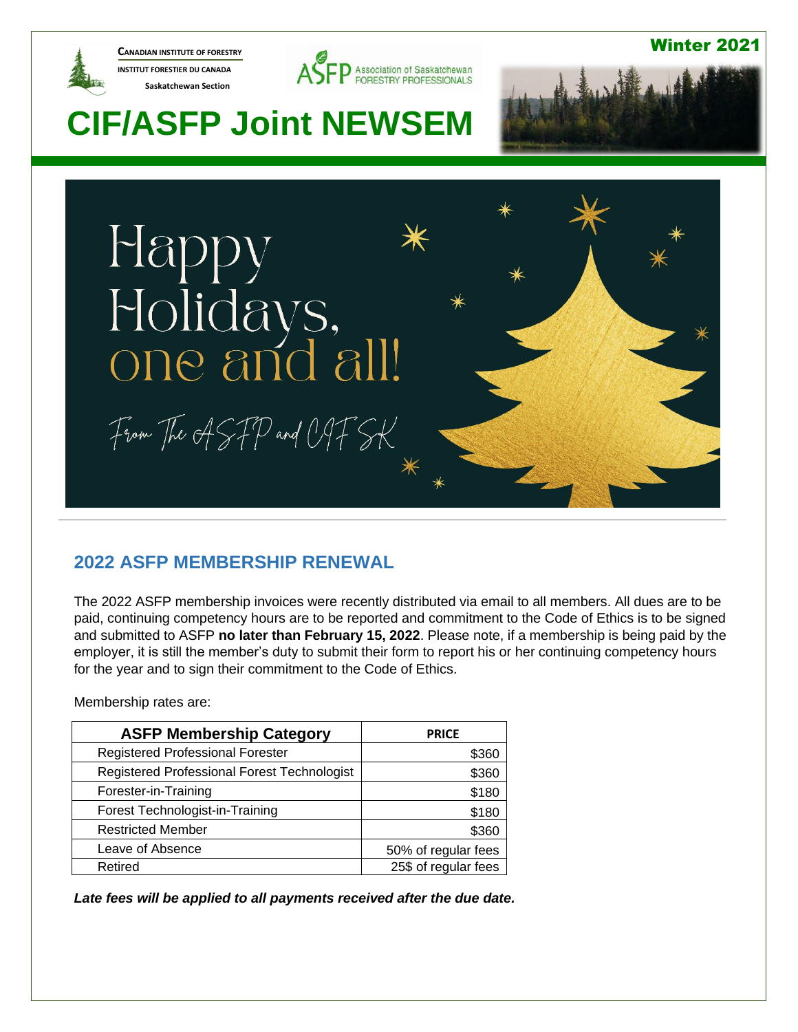Canadian Institute of Forestry
Institut Forestier du Canada
Saskatchewan Section

ASFP Association of Saskatchewan Forestry Professionals

Winter 2021

# CIF/ASFP Joint NEWSEM

Happy Holidays, one and all!

From The ASFP and CIF SK

## 2022 ASFP MEMBERSHIP RENEWAL

The 2022 ASFP membership invoices were recently distributed via email to all members. All dues are to be paid, continuing competency hours are to be reported and commitment to the Code of Ethics is to be signed and submitted to ASFP **no later than February 15, 2022**. Please note, if a membership is being paid by the employer, it is still the member's duty to submit their form to report his or her continuing competency hours for the year and to sign their commitment to the Code of Ethics.

Membership rates are:

| ASFP Membership Category | PRICE |
|---|---|
| Registered Professional Forester | $360 |
| Registered Professional Forest Technologist | $360 |
| Forester-in-Training | $180 |
| Forest Technologist-in-Training | $180 |
| Restricted Member | $360 |
| Leave of Absence | 50% of regular fees |
| Retired | 25$ of regular fees |

***Late fees will be applied to all payments received after the due date.***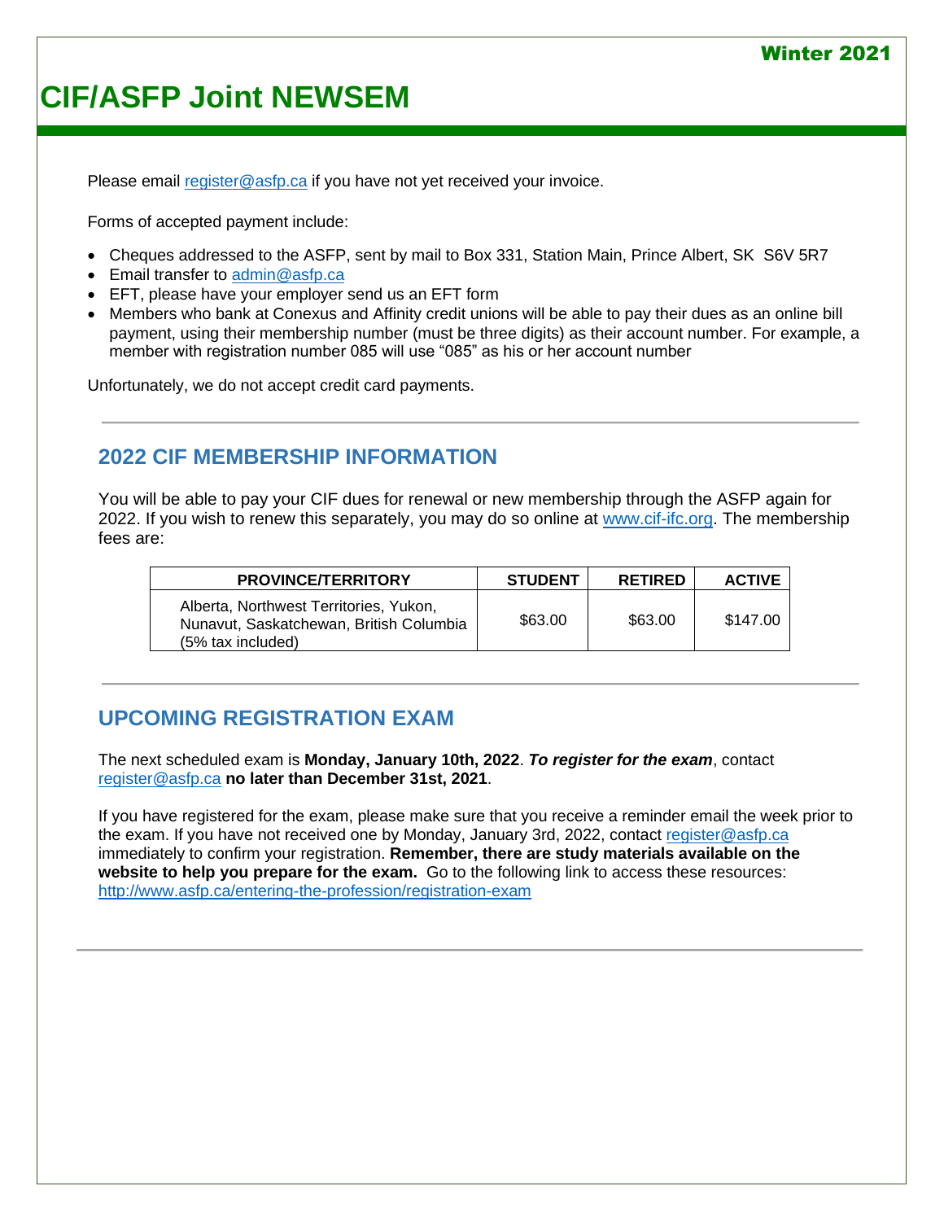Please email register@asfp.ca if you have not yet received your invoice.

Forms of accepted payment include:

- Cheques addressed to the ASFP, sent by mail to Box 331, Station Main, Prince Albert, SK  S6V 5R7
- Email transfer to admin@asfp.ca
- EFT, please have your employer send us an EFT form
- Members who bank at Conexus and Affinity credit unions will be able to pay their dues as an online bill payment, using their membership number (must be three digits) as their account number. For example, a member with registration number 085 will use “085” as his or her account number

Unfortunately, we do not accept credit card payments.

## 2022 CIF MEMBERSHIP INFORMATION

You will be able to pay your CIF dues for renewal or new membership through the ASFP again for 2022. If you wish to renew this separately, you may do so online at www.cif-ifc.org. The membership fees are:

| PROVINCE/TERRITORY | STUDENT | RETIRED | ACTIVE |
|---|---|---|---|
| Alberta, Northwest Territories, Yukon, Nunavut, Saskatchewan, British Columbia (5% tax included) | $63.00 | $63.00 | $147.00 |

## UPCOMING REGISTRATION EXAM

The next scheduled exam is **Monday, January 10th, 2022**. ***To register for the exam***, contact register@asfp.ca **no later than December 31st, 2021**.

If you have registered for the exam, please make sure that you receive a reminder email the week prior to the exam. If you have not received one by Monday, January 3rd, 2022, contact register@asfp.ca immediately to confirm your registration. **Remember, there are study materials available on the website to help you prepare for the exam.** Go to the following link to access these resources: http://www.asfp.ca/entering-the-profession/registration-exam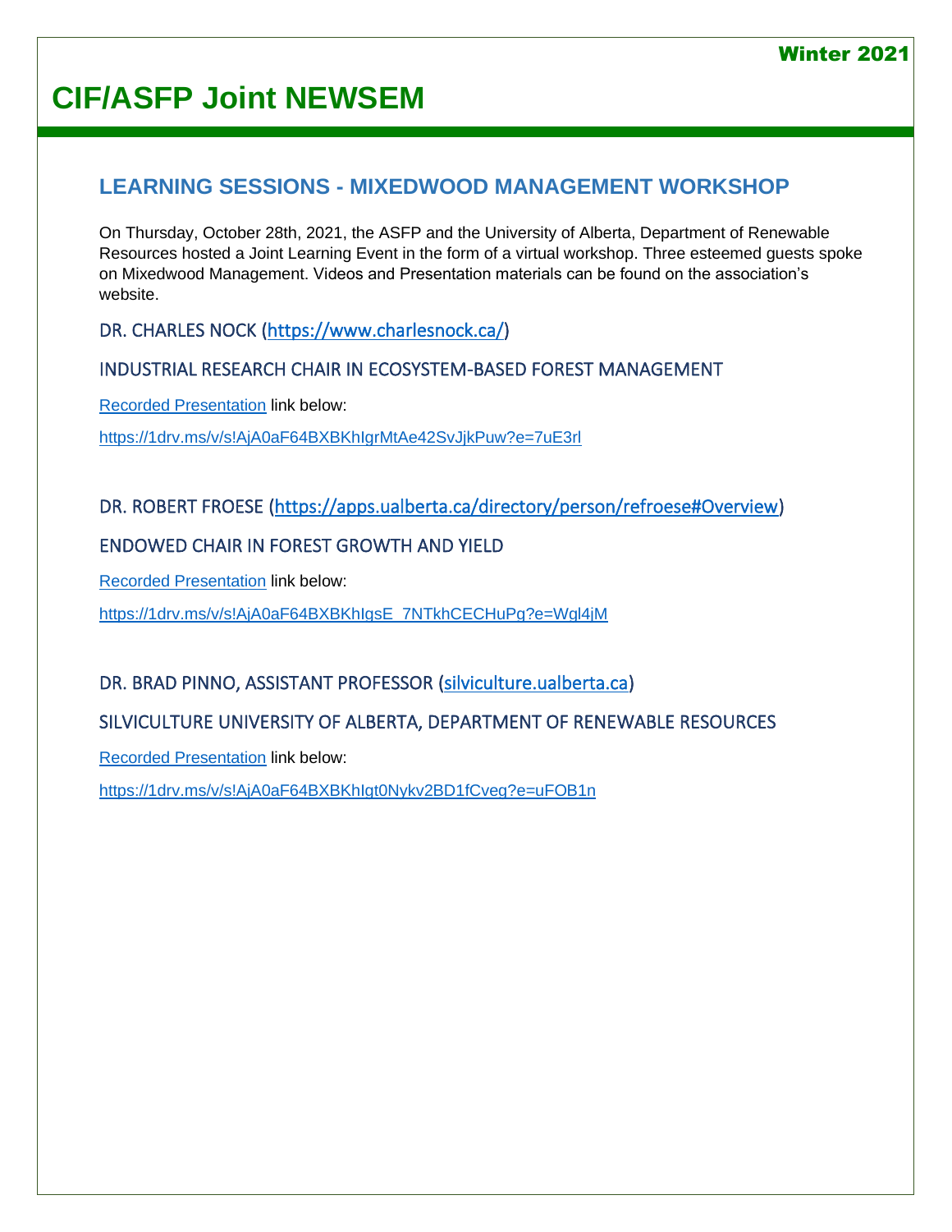## LEARNING SESSIONS - MIXEDWOOD MANAGEMENT WORKSHOP

On Thursday, October 28th, 2021, the ASFP and the University of Alberta, Department of Renewable Resources hosted a Joint Learning Event in the form of a virtual workshop. Three esteemed guests spoke on Mixedwood Management. Videos and Presentation materials can be found on the association's website.

### DR. CHARLES NOCK (https://www.charlesnock.ca/)

### INDUSTRIAL RESEARCH CHAIR IN ECOSYSTEM-BASED FOREST MANAGEMENT

Recorded Presentation link below:

https://1drv.ms/v/s!AjA0aF64BXBKhIgrMtAe42SvJjkPuw?e=7uE3rl

### DR. ROBERT FROESE (https://apps.ualberta.ca/directory/person/refroese#Overview)

### ENDOWED CHAIR IN FOREST GROWTH AND YIELD

Recorded Presentation link below:

https://1drv.ms/v/s!AjA0aF64BXBKhIgsE_7NTkhCECHuPg?e=Wgl4jM

### DR. BRAD PINNO, ASSISTANT PROFESSOR (silviculture.ualberta.ca)

### SILVICULTURE UNIVERSITY OF ALBERTA, DEPARTMENT OF RENEWABLE RESOURCES

Recorded Presentation link below:

https://1drv.ms/v/s!AjA0aF64BXBKhIgt0Nykv2BD1fCveg?e=uFOB1n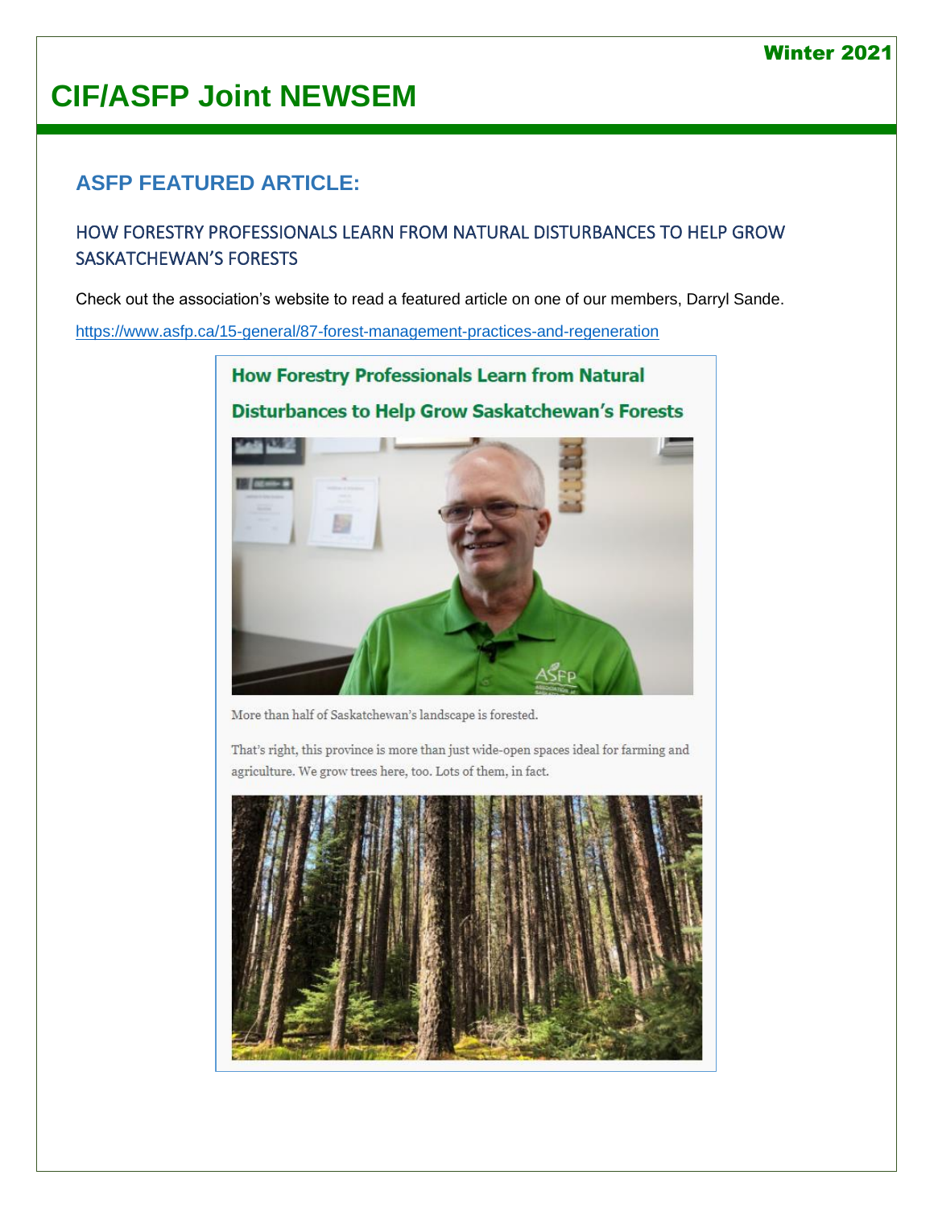## ASFP FEATURED ARTICLE:

### HOW FORESTRY PROFESSIONALS LEARN FROM NATURAL DISTURBANCES TO HELP GROW SASKATCHEWAN'S FORESTS

Check out the association's website to read a featured article on one of our members, Darryl Sande.

https://www.asfp.ca/15-general/87-forest-management-practices-and-regeneration

**How Forestry Professionals Learn from Natural Disturbances to Help Grow Saskatchewan's Forests**

More than half of Saskatchewan's landscape is forested.

That's right, this province is more than just wide-open spaces ideal for farming and agriculture. We grow trees here, too. Lots of them, in fact.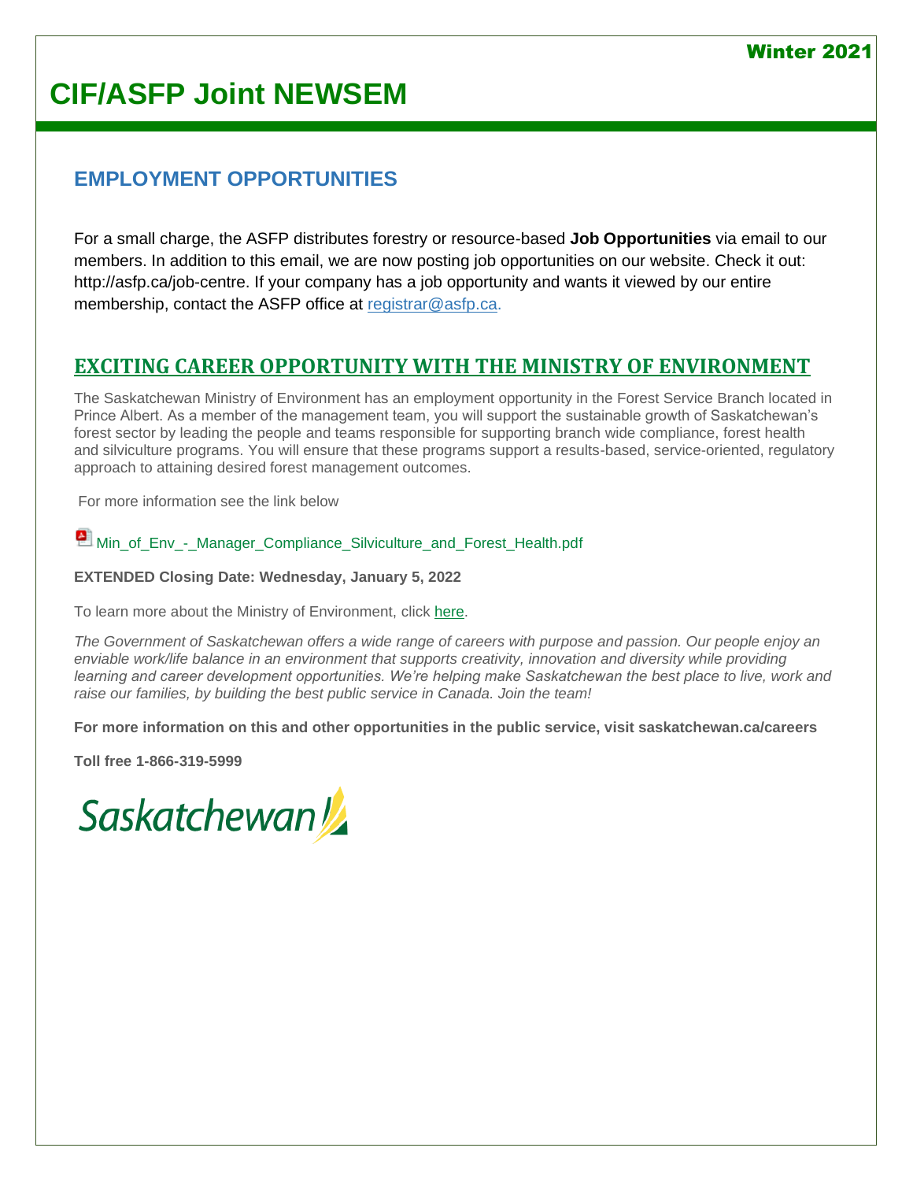# CIF/ASFP Joint NEWSEM

Winter 2021

## EMPLOYMENT OPPORTUNITIES

For a small charge, the ASFP distributes forestry or resource-based **Job Opportunities** via email to our members. In addition to this email, we are now posting job opportunities on our website. Check it out: http://asfp.ca/job-centre. If your company has a job opportunity and wants it viewed by our entire membership, contact the ASFP office at registrar@asfp.ca.

## EXCITING CAREER OPPORTUNITY WITH THE MINISTRY OF ENVIRONMENT

The Saskatchewan Ministry of Environment has an employment opportunity in the Forest Service Branch located in Prince Albert. As a member of the management team, you will support the sustainable growth of Saskatchewan's forest sector by leading the people and teams responsible for supporting branch wide compliance, forest health and silviculture programs. You will ensure that these programs support a results-based, service-oriented, regulatory approach to attaining desired forest management outcomes.

For more information see the link below

Min_of_Env_-_Manager_Compliance_Silviculture_and_Forest_Health.pdf

**EXTENDED Closing Date: Wednesday, January 5, 2022**

To learn more about the Ministry of Environment, click here.

*The Government of Saskatchewan offers a wide range of careers with purpose and passion. Our people enjoy an enviable work/life balance in an environment that supports creativity, innovation and diversity while providing learning and career development opportunities. We're helping make Saskatchewan the best place to live, work and raise our families, by building the best public service in Canada. Join the team!*

**For more information on this and other opportunities in the public service, visit saskatchewan.ca/careers**

**Toll free 1-866-319-5999**

Saskatchewan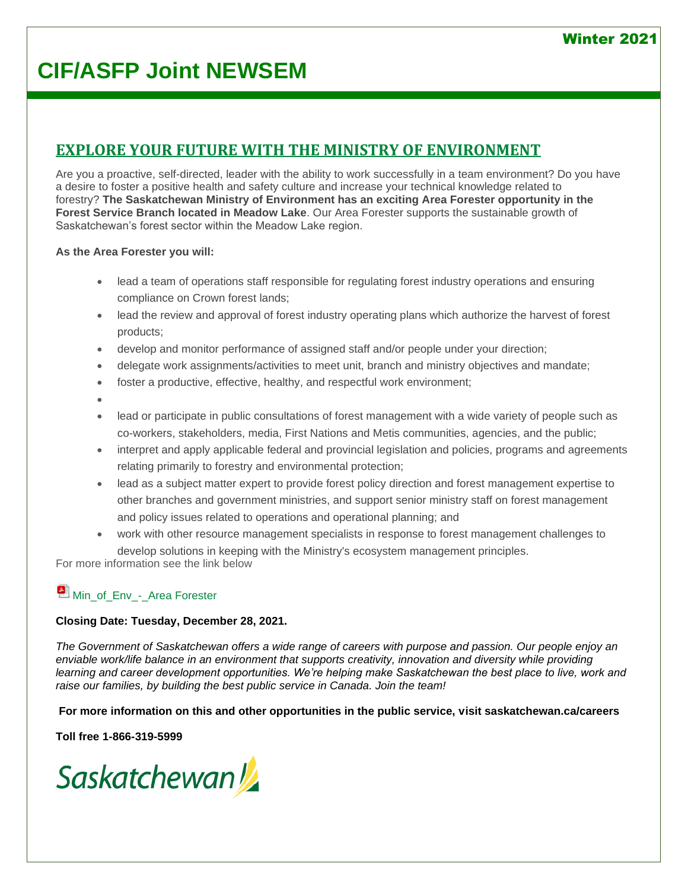# CIF/ASFP Joint NEWSEM

## EXPLORE YOUR FUTURE WITH THE MINISTRY OF ENVIRONMENT

Are you a proactive, self-directed, leader with the ability to work successfully in a team environment? Do you have a desire to foster a positive health and safety culture and increase your technical knowledge related to forestry? **The Saskatchewan Ministry of Environment has an exciting Area Forester opportunity in the Forest Service Branch located in Meadow Lake**. Our Area Forester supports the sustainable growth of Saskatchewan's forest sector within the Meadow Lake region.

**As the Area Forester you will:**

- lead a team of operations staff responsible for regulating forest industry operations and ensuring compliance on Crown forest lands;
- lead the review and approval of forest industry operating plans which authorize the harvest of forest products;
- develop and monitor performance of assigned staff and/or people under your direction;
- delegate work assignments/activities to meet unit, branch and ministry objectives and mandate;
- foster a productive, effective, healthy, and respectful work environment;
- lead or participate in public consultations of forest management with a wide variety of people such as co-workers, stakeholders, media, First Nations and Metis communities, agencies, and the public;
- interpret and apply applicable federal and provincial legislation and policies, programs and agreements relating primarily to forestry and environmental protection;
- lead as a subject matter expert to provide forest policy direction and forest management expertise to other branches and government ministries, and support senior ministry staff on forest management and policy issues related to operations and operational planning; and
- work with other resource management specialists in response to forest management challenges to develop solutions in keeping with the Ministry's ecosystem management principles.

For more information see the link below

Min_of_Env_-_Area Forester

**Closing Date: Tuesday, December 28, 2021.**

*The Government of Saskatchewan offers a wide range of careers with purpose and passion. Our people enjoy an enviable work/life balance in an environment that supports creativity, innovation and diversity while providing learning and career development opportunities. We're helping make Saskatchewan the best place to live, work and raise our families, by building the best public service in Canada. Join the team!*

**For more information on this and other opportunities in the public service, visit saskatchewan.ca/careers**

**Toll free 1-866-319-5999**

Saskatchewan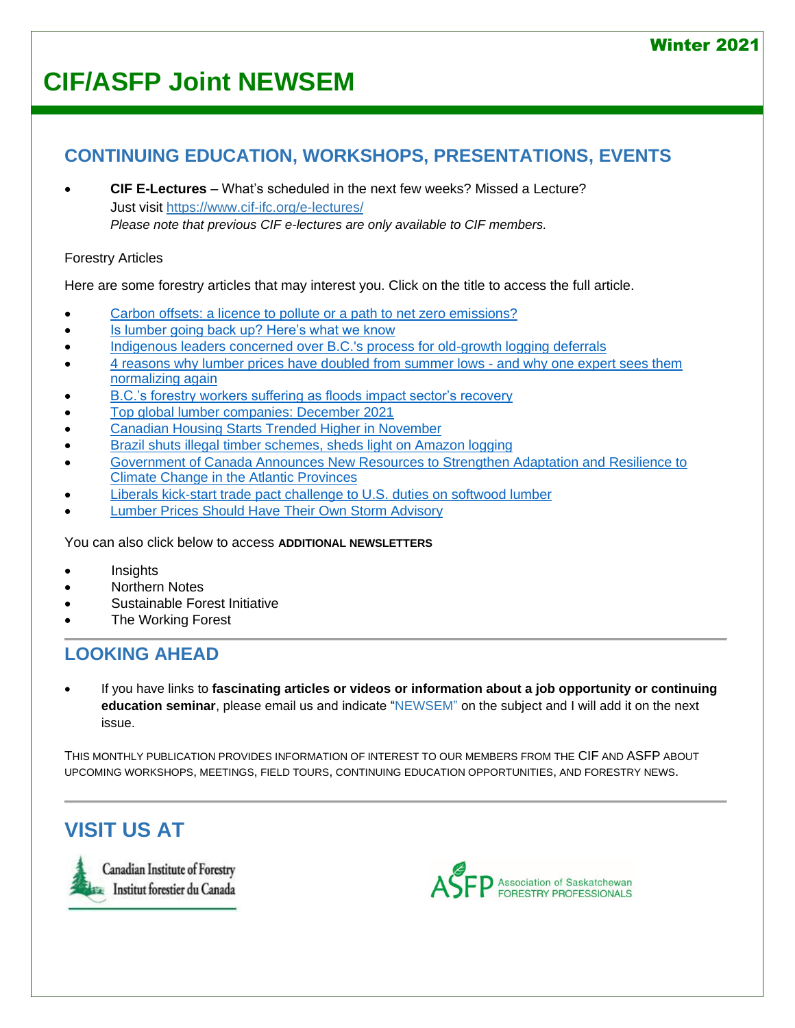Winter 2021

# CIF/ASFP Joint NEWSEM

## CONTINUING EDUCATION, WORKSHOPS, PRESENTATIONS, EVENTS

- **CIF E-Lectures** – What's scheduled in the next few weeks? Missed a Lecture? Just visit https://www.cif-ifc.org/e-lectures/
  *Please note that previous CIF e-lectures are only available to CIF members.*

Forestry Articles

Here are some forestry articles that may interest you. Click on the title to access the full article.

- Carbon offsets: a licence to pollute or a path to net zero emissions?
- Is lumber going back up? Here's what we know
- Indigenous leaders concerned over B.C.'s process for old-growth logging deferrals
- 4 reasons why lumber prices have doubled from summer lows - and why one expert sees them normalizing again
- B.C.'s forestry workers suffering as floods impact sector's recovery
- Top global lumber companies: December 2021
- Canadian Housing Starts Trended Higher in November
- Brazil shuts illegal timber schemes, sheds light on Amazon logging
- Government of Canada Announces New Resources to Strengthen Adaptation and Resilience to Climate Change in the Atlantic Provinces
- Liberals kick-start trade pact challenge to U.S. duties on softwood lumber
- Lumber Prices Should Have Their Own Storm Advisory

You can also click below to access **ADDITIONAL NEWSLETTERS**

- Insights
- Northern Notes
- Sustainable Forest Initiative
- The Working Forest

## LOOKING AHEAD

- If you have links to **fascinating articles or videos or information about a job opportunity or continuing education seminar**, please email us and indicate "NEWSEM" on the subject and I will add it on the next issue.

THIS MONTHLY PUBLICATION PROVIDES INFORMATION OF INTEREST TO OUR MEMBERS FROM THE CIF AND ASFP ABOUT UPCOMING WORKSHOPS, MEETINGS, FIELD TOURS, CONTINUING EDUCATION OPPORTUNITIES, AND FORESTRY NEWS.

## VISIT US AT

Canadian Institute of Forestry
Institut forestier du Canada

ASFP Association of Saskatchewan FORESTRY PROFESSIONALS